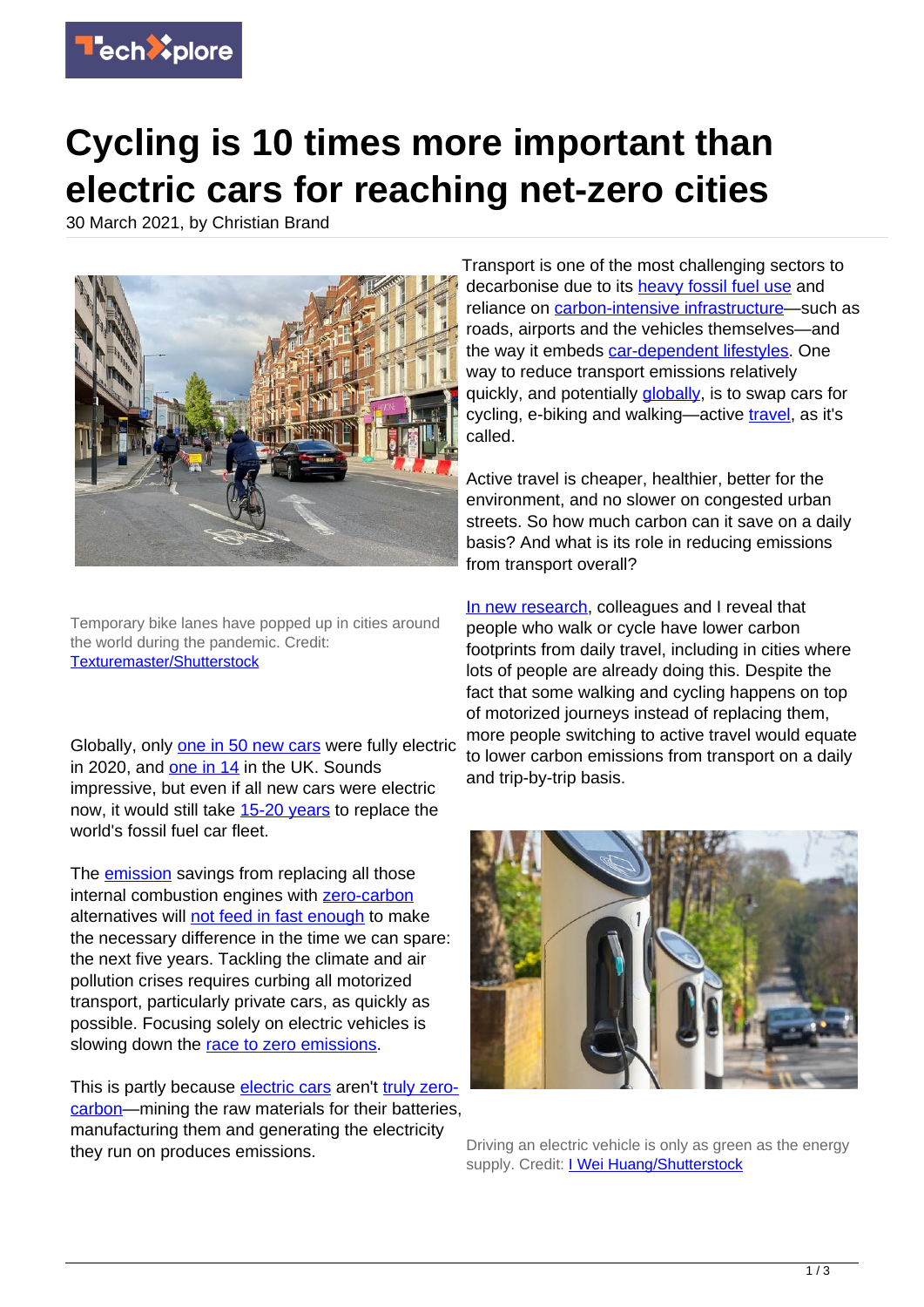# Cycling is 10 times more important than electric cars for reaching net-zero cities

30 March 2021, by Christian Brand

Temporary bike lanes have popped up in cities around the world during the pandemic. Credit: Texturemaster/Shutterstock

Globally, only one in 50 new cars were fully electric in 2020, and one in 14 in the UK. Sounds impressive, but even if all new cars were electric now, it would still take 15-20 years to replace the world's fossil fuel car fleet.

The emission savings from replacing all those internal combustion engines with zero-carbon alternatives will not feed in fast enough to make the necessary difference in the time we can spare: the next five years. Tackling the climate and air pollution crises requires curbing all motorized transport, particularly private cars, as quickly as possible. Focusing solely on electric vehicles is slowing down the race to zero emissions.

This is partly because electric cars aren't truly zero-carbon—mining the raw materials for their batteries, manufacturing them and generating the electricity they run on produces emissions.

Transport is one of the most challenging sectors to decarbonise due to its heavy fossil fuel use and reliance on carbon-intensive infrastructure—such as roads, airports and the vehicles themselves—and the way it embeds car-dependent lifestyles. One way to reduce transport emissions relatively quickly, and potentially globally, is to swap cars for cycling, e-biking and walking—active travel, as it's called.

Active travel is cheaper, healthier, better for the environment, and no slower on congested urban streets. So how much carbon can it save on a daily basis? And what is its role in reducing emissions from transport overall?

In new research, colleagues and I reveal that people who walk or cycle have lower carbon footprints from daily travel, including in cities where lots of people are already doing this. Despite the fact that some walking and cycling happens on top of motorized journeys instead of replacing them, more people switching to active travel would equate to lower carbon emissions from transport on a daily and trip-by-trip basis.

Driving an electric vehicle is only as green as the energy supply. Credit: I Wei Huang/Shutterstock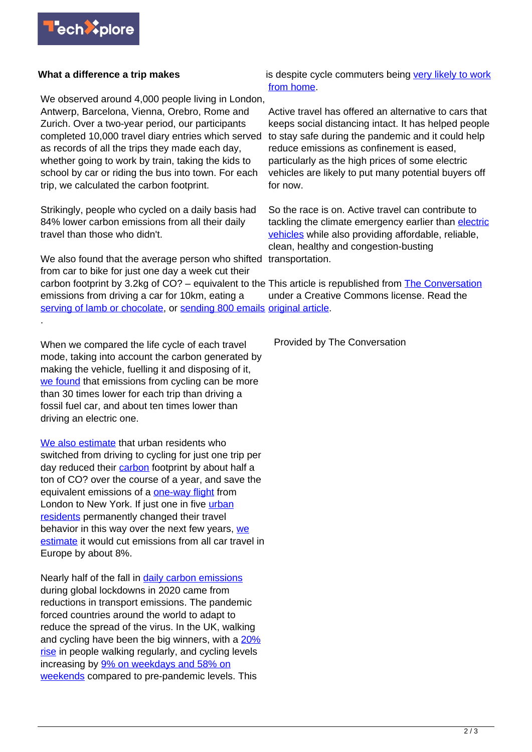### What a difference a trip makes

We observed around 4,000 people living in London, Antwerp, Barcelona, Vienna, Orebro, Rome and Zurich. Over a two-year period, our participants completed 10,000 travel diary entries which served as records of all the trips they made each day, whether going to work by train, taking the kids to school by car or riding the bus into town. For each trip, we calculated the carbon footprint.

Strikingly, people who cycled on a daily basis had 84% lower carbon emissions from all their daily travel than those who didn't.

We also found that the average person who shifted from car to bike for just one day a week cut their carbon footprint by 3.2kg of CO? – equivalent to the emissions from driving a car for 10km, eating a serving of lamb or chocolate, or sending 800 emails.

When we compared the life cycle of each travel mode, taking into account the carbon generated by making the vehicle, fuelling it and disposing of it, we found that emissions from cycling can be more than 30 times lower for each trip than driving a fossil fuel car, and about ten times lower than driving an electric one.

We also estimate that urban residents who switched from driving to cycling for just one trip per day reduced their carbon footprint by about half a ton of CO? over the course of a year, and save the equivalent emissions of a one-way flight from London to New York. If just one in five urban residents permanently changed their travel behavior in this way over the next few years, we estimate it would cut emissions from all car travel in Europe by about 8%.

Nearly half of the fall in daily carbon emissions during global lockdowns in 2020 came from reductions in transport emissions. The pandemic forced countries around the world to adapt to reduce the spread of the virus. In the UK, walking and cycling have been the big winners, with a 20% rise in people walking regularly, and cycling levels increasing by 9% on weekdays and 58% on weekends compared to pre-pandemic levels. This is despite cycle commuters being very likely to work from home.

Active travel has offered an alternative to cars that keeps social distancing intact. It has helped people to stay safe during the pandemic and it could help reduce emissions as confinement is eased, particularly as the high prices of some electric vehicles are likely to put many potential buyers off for now.

So the race is on. Active travel can contribute to tackling the climate emergency earlier than electric vehicles while also providing affordable, reliable, clean, healthy and congestion-busting transportation.

This article is republished from The Conversation under a Creative Commons license. Read the original article.

Provided by The Conversation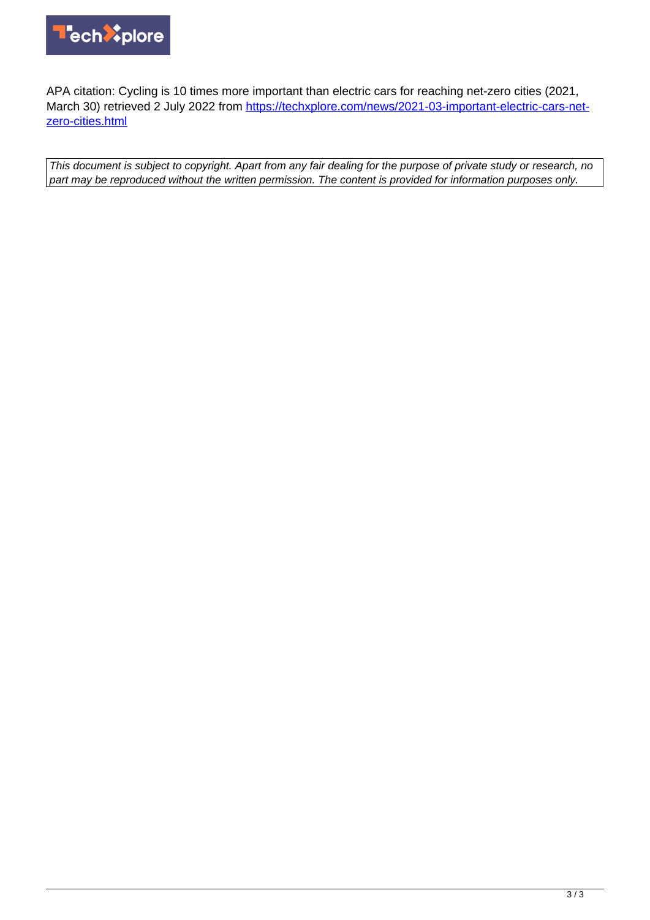APA citation: Cycling is 10 times more important than electric cars for reaching net-zero cities (2021, March 30) retrieved 2 July 2022 from [https://techxplore.com/news/2021-03-important-electric-cars-net-zero-cities.html](https://techxplore.com/news/2021-03-important-electric-cars-net-zero-cities.html)

*This document is subject to copyright. Apart from any fair dealing for the purpose of private study or research, no part may be reproduced without the written permission. The content is provided for information purposes only.*